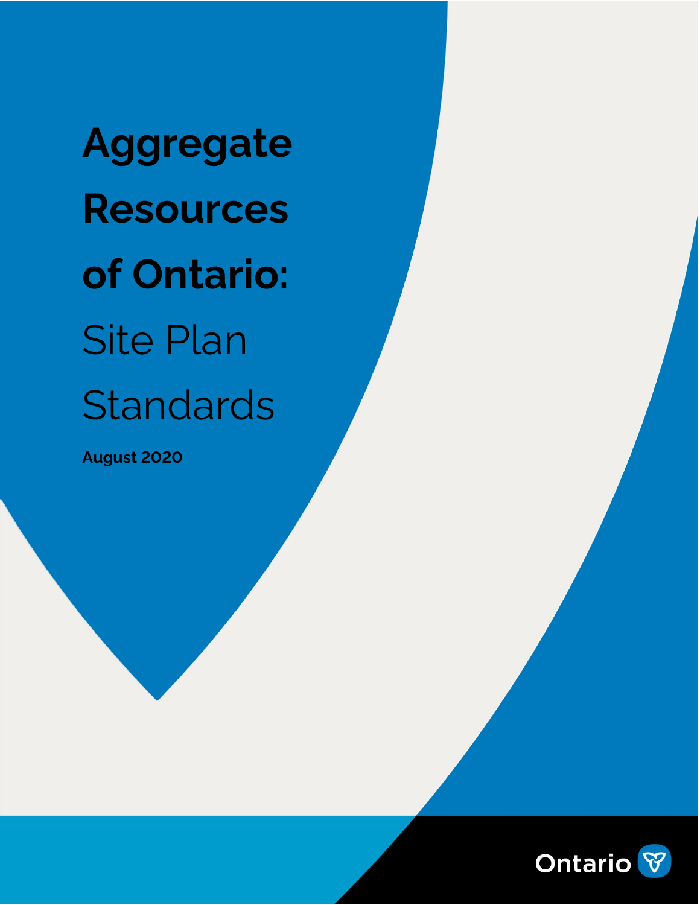# Aggregate Resources of Ontario: Site Plan Standards

**August 2020**

Ontario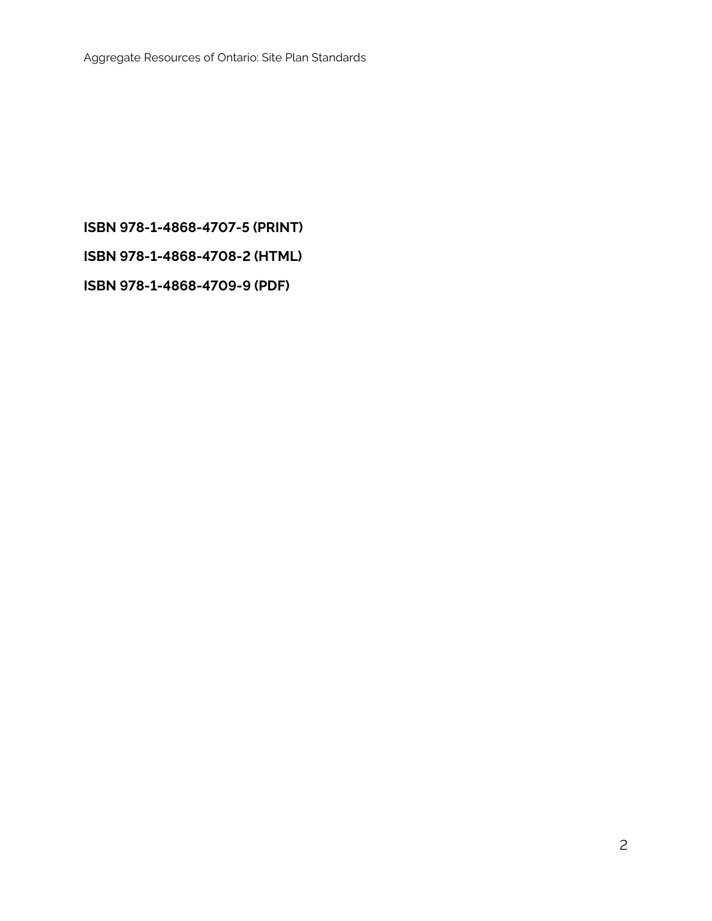**ISBN 978-1-4868-4707-5 (PRINT)**

**ISBN 978-1-4868-4708-2 (HTML)**

**ISBN 978-1-4868-4709-9 (PDF)**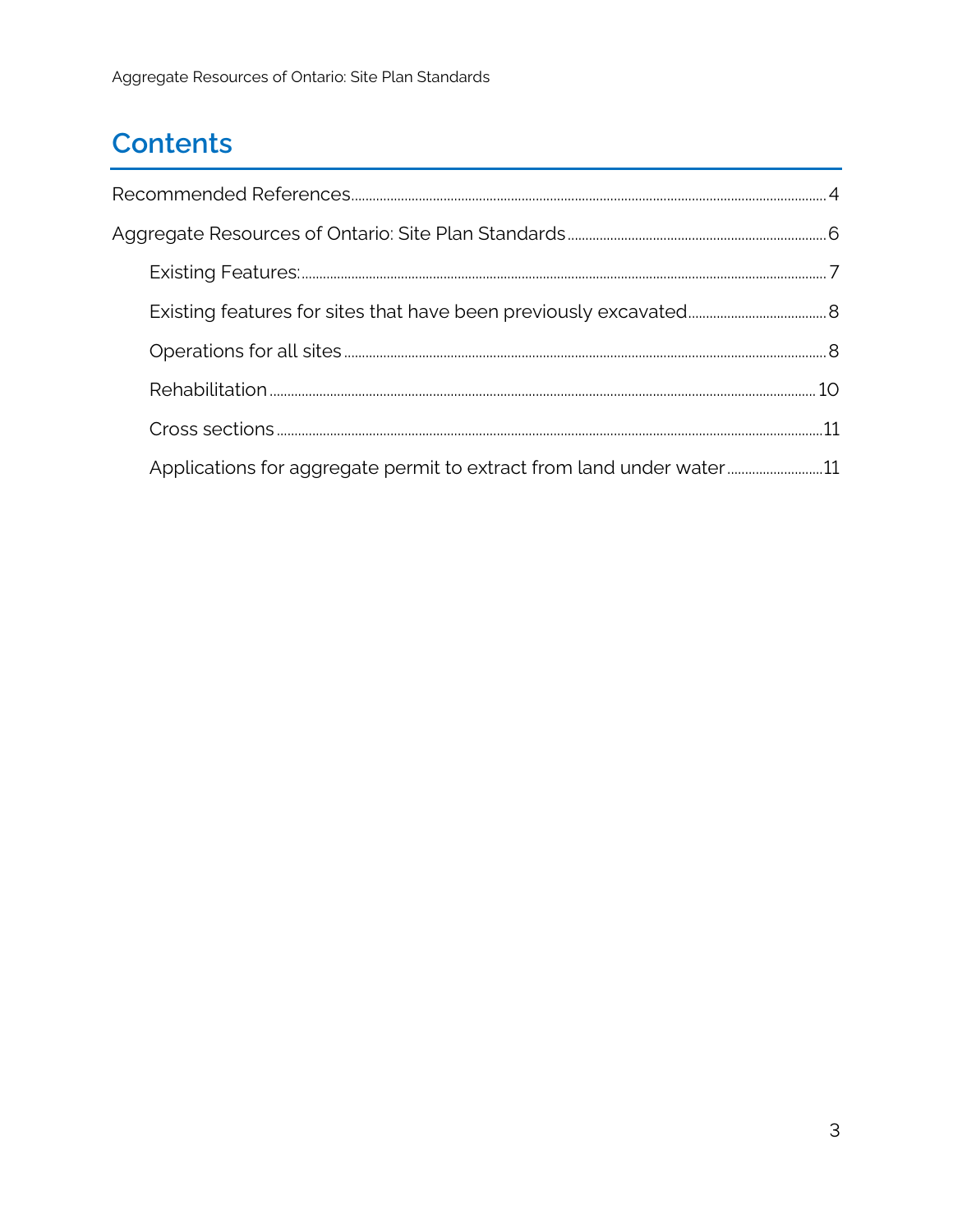# Contents

- Recommended References ..... 4
- Aggregate Resources of Ontario: Site Plan Standards ..... 6
  - Existing Features: ..... 7
  - Existing features for sites that have been previously excavated ..... 8
  - Operations for all sites ..... 8
  - Rehabilitation ..... 10
  - Cross sections ..... 11
  - Applications for aggregate permit to extract from land under water ..... 11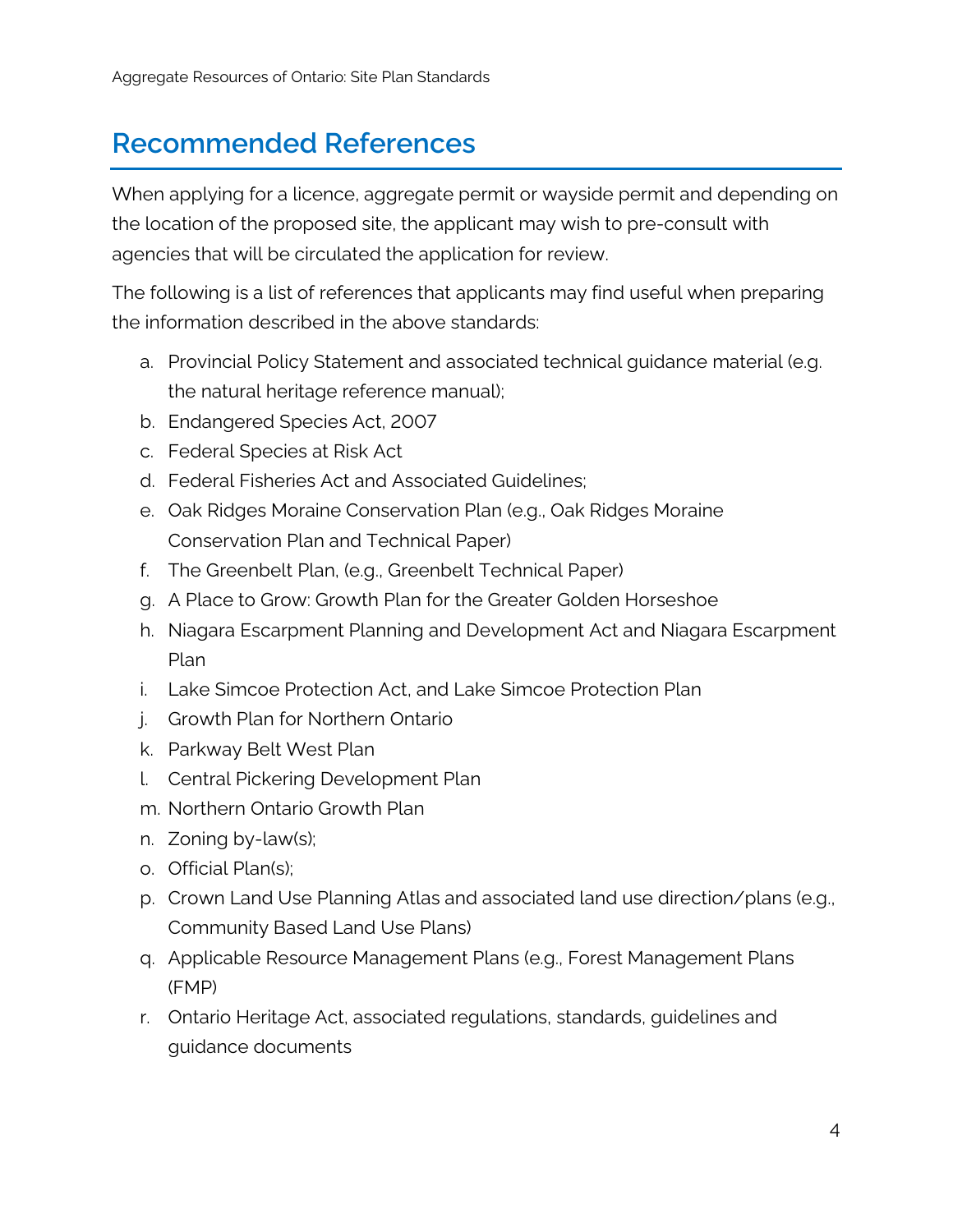## Recommended References

When applying for a licence, aggregate permit or wayside permit and depending on the location of the proposed site, the applicant may wish to pre-consult with agencies that will be circulated the application for review.

The following is a list of references that applicants may find useful when preparing the information described in the above standards:

a. Provincial Policy Statement and associated technical guidance material (e.g. the natural heritage reference manual);
b. Endangered Species Act, 2007
c. Federal Species at Risk Act
d. Federal Fisheries Act and Associated Guidelines;
e. Oak Ridges Moraine Conservation Plan (e.g., Oak Ridges Moraine Conservation Plan and Technical Paper)
f. The Greenbelt Plan, (e.g., Greenbelt Technical Paper)
g. A Place to Grow: Growth Plan for the Greater Golden Horseshoe
h. Niagara Escarpment Planning and Development Act and Niagara Escarpment Plan
i. Lake Simcoe Protection Act, and Lake Simcoe Protection Plan
j. Growth Plan for Northern Ontario
k. Parkway Belt West Plan
l. Central Pickering Development Plan
m. Northern Ontario Growth Plan
n. Zoning by-law(s);
o. Official Plan(s);
p. Crown Land Use Planning Atlas and associated land use direction/plans (e.g., Community Based Land Use Plans)
q. Applicable Resource Management Plans (e.g., Forest Management Plans (FMP)
r. Ontario Heritage Act, associated regulations, standards, guidelines and guidance documents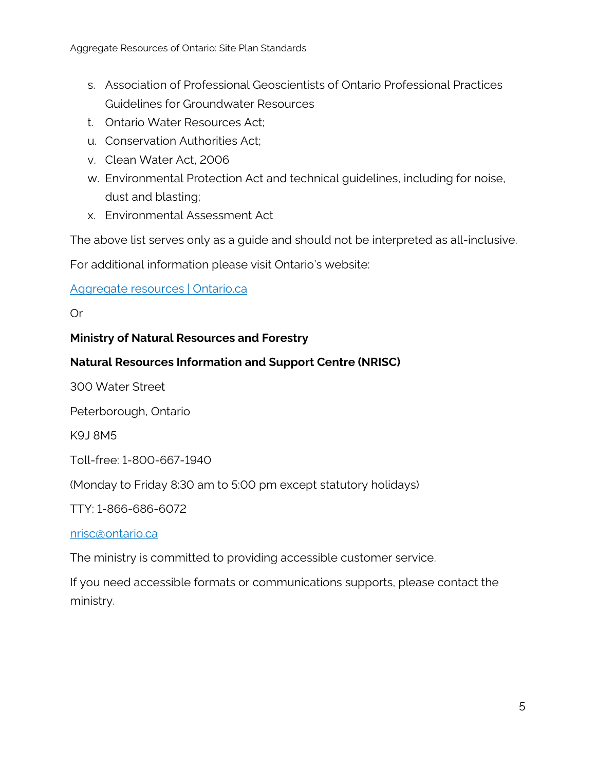s. Association of Professional Geoscientists of Ontario Professional Practices Guidelines for Groundwater Resources
t. Ontario Water Resources Act;
u. Conservation Authorities Act;
v. Clean Water Act, 2006
w. Environmental Protection Act and technical guidelines, including for noise, dust and blasting;
x. Environmental Assessment Act

The above list serves only as a guide and should not be interpreted as all-inclusive.

For additional information please visit Ontario's website:

[Aggregate resources | Ontario.ca]()

Or

**Ministry of Natural Resources and Forestry**

**Natural Resources Information and Support Centre (NRISC)**

300 Water Street

Peterborough, Ontario

K9J 8M5

Toll-free: 1-800-667-1940

(Monday to Friday 8:30 am to 5:00 pm except statutory holidays)

TTY: 1-866-686-6072

[nrisc@ontario.ca](mailto:nrisc@ontario.ca)

The ministry is committed to providing accessible customer service.

If you need accessible formats or communications supports, please contact the ministry.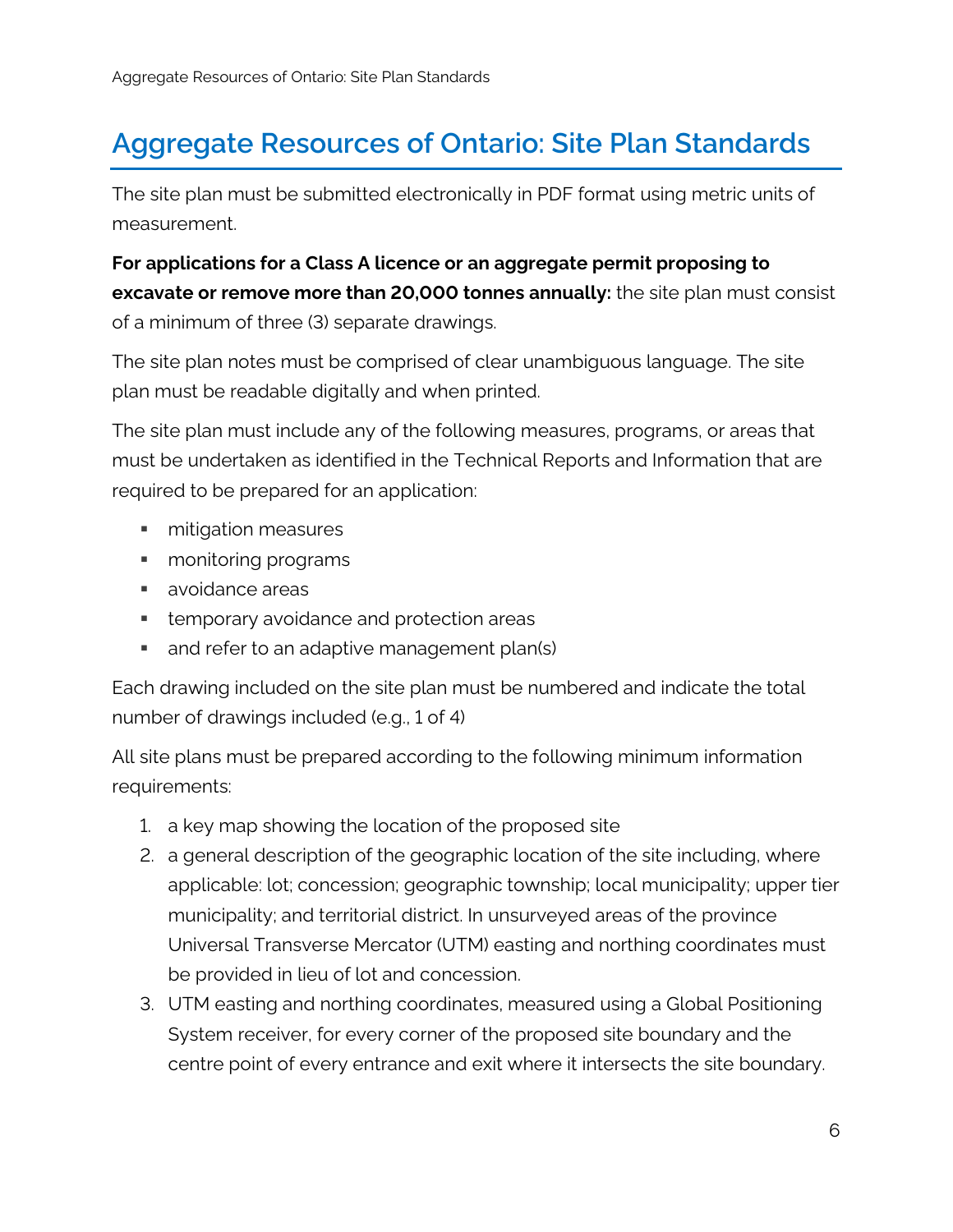# Aggregate Resources of Ontario: Site Plan Standards

The site plan must be submitted electronically in PDF format using metric units of measurement.

**For applications for a Class A licence or an aggregate permit proposing to excavate or remove more than 20,000 tonnes annually:** the site plan must consist of a minimum of three (3) separate drawings.

The site plan notes must be comprised of clear unambiguous language. The site plan must be readable digitally and when printed.

The site plan must include any of the following measures, programs, or areas that must be undertaken as identified in the Technical Reports and Information that are required to be prepared for an application:

- mitigation measures
- monitoring programs
- avoidance areas
- temporary avoidance and protection areas
- and refer to an adaptive management plan(s)

Each drawing included on the site plan must be numbered and indicate the total number of drawings included (e.g., 1 of 4)

All site plans must be prepared according to the following minimum information requirements:

1. a key map showing the location of the proposed site
2. a general description of the geographic location of the site including, where applicable: lot; concession; geographic township; local municipality; upper tier municipality; and territorial district. In unsurveyed areas of the province Universal Transverse Mercator (UTM) easting and northing coordinates must be provided in lieu of lot and concession.
3. UTM easting and northing coordinates, measured using a Global Positioning System receiver, for every corner of the proposed site boundary and the centre point of every entrance and exit where it intersects the site boundary.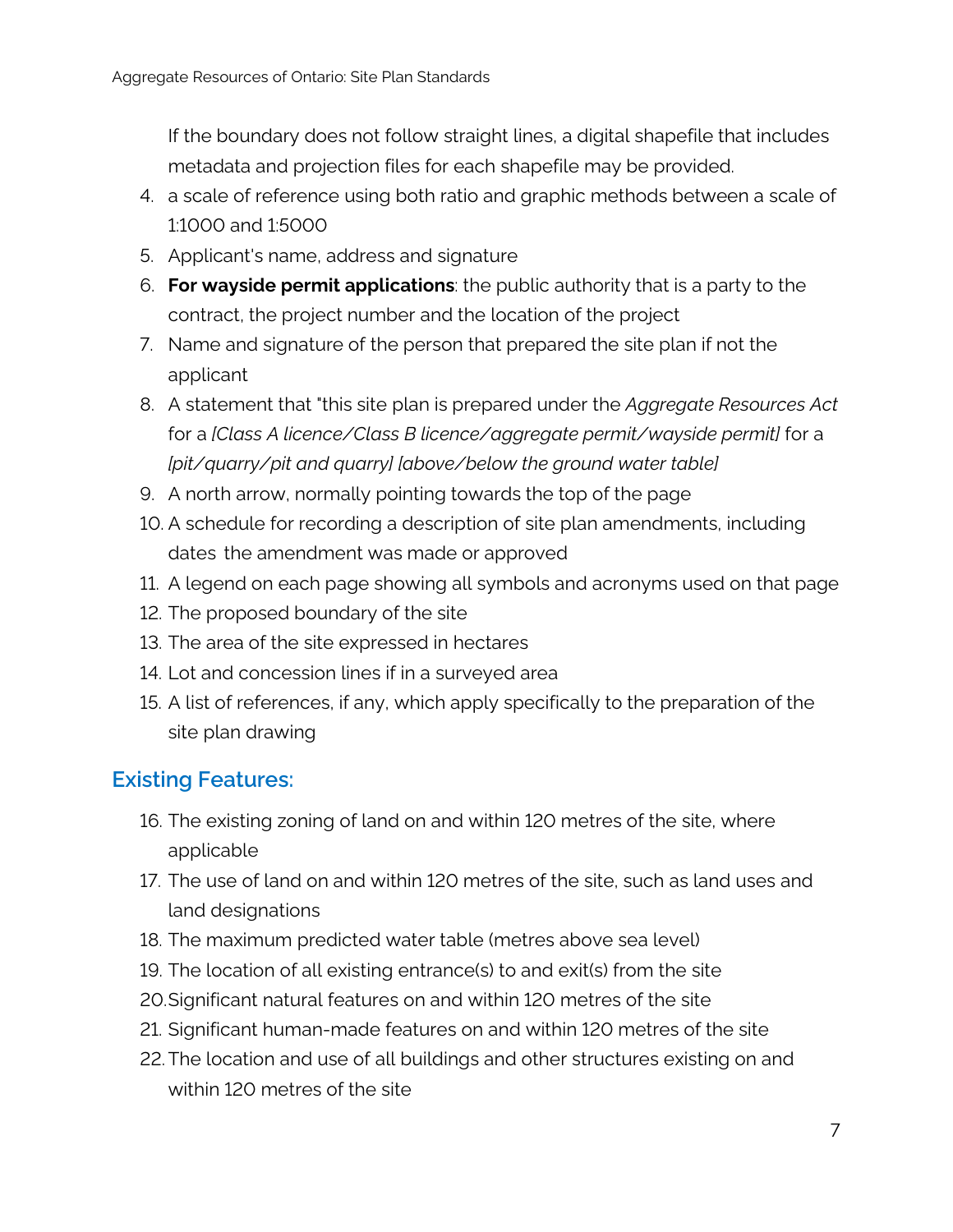If the boundary does not follow straight lines, a digital shapefile that includes metadata and projection files for each shapefile may be provided.

4. a scale of reference using both ratio and graphic methods between a scale of 1:1000 and 1:5000
5. Applicant's name, address and signature
6. **For wayside permit applications**: the public authority that is a party to the contract, the project number and the location of the project
7. Name and signature of the person that prepared the site plan if not the applicant
8. A statement that "this site plan is prepared under the *Aggregate Resources Act* for a *[Class A licence/Class B licence/aggregate permit/wayside permit]* for a *[pit/quarry/pit and quarry] [above/below the ground water table]*
9. A north arrow, normally pointing towards the top of the page
10. A schedule for recording a description of site plan amendments, including dates the amendment was made or approved
11. A legend on each page showing all symbols and acronyms used on that page
12. The proposed boundary of the site
13. The area of the site expressed in hectares
14. Lot and concession lines if in a surveyed area
15. A list of references, if any, which apply specifically to the preparation of the site plan drawing

## Existing Features:

16. The existing zoning of land on and within 120 metres of the site, where applicable
17. The use of land on and within 120 metres of the site, such as land uses and land designations
18. The maximum predicted water table (metres above sea level)
19. The location of all existing entrance(s) to and exit(s) from the site
20. Significant natural features on and within 120 metres of the site
21. Significant human-made features on and within 120 metres of the site
22. The location and use of all buildings and other structures existing on and within 120 metres of the site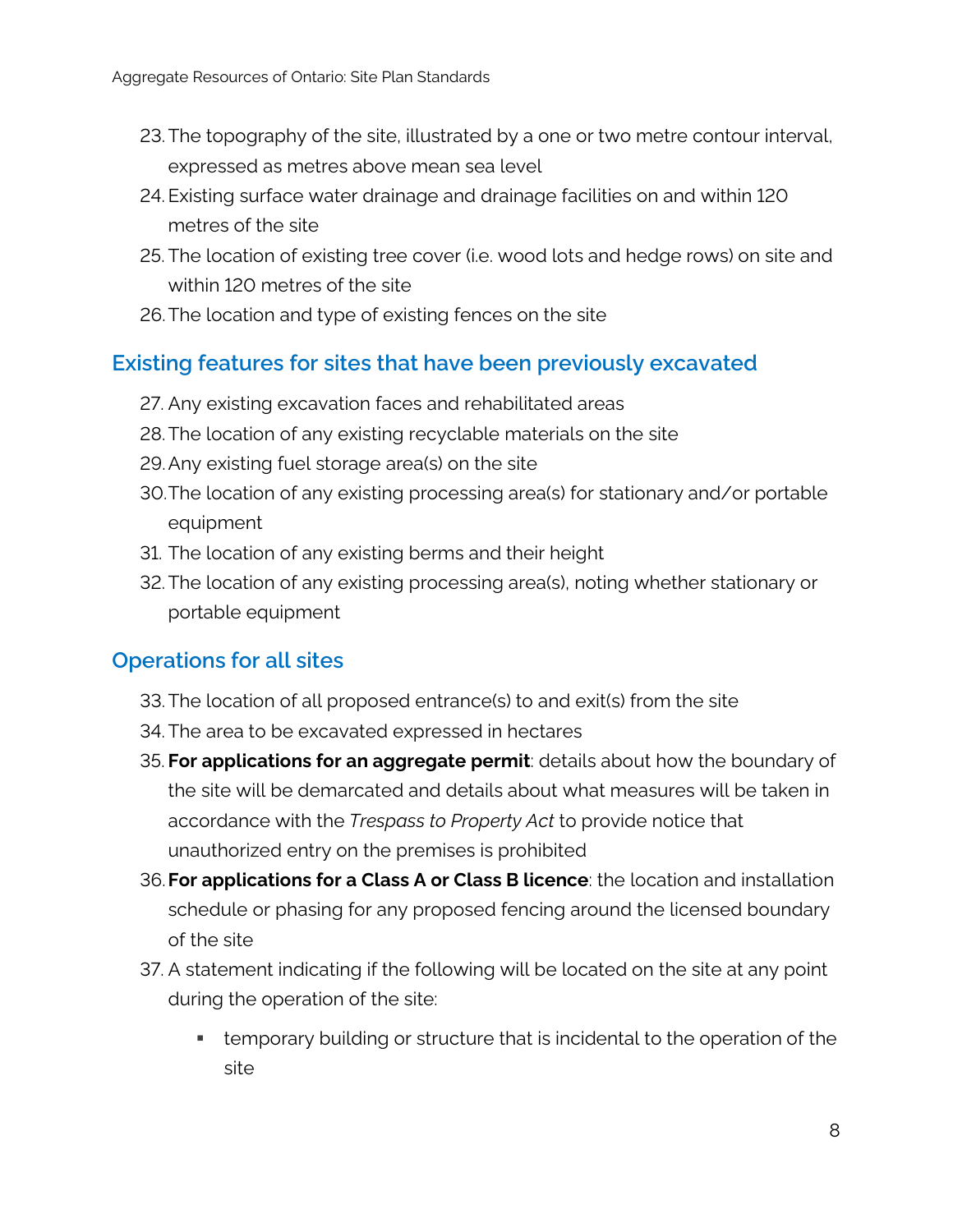23. The topography of the site, illustrated by a one or two metre contour interval, expressed as metres above mean sea level
24. Existing surface water drainage and drainage facilities on and within 120 metres of the site
25. The location of existing tree cover (i.e. wood lots and hedge rows) on site and within 120 metres of the site
26. The location and type of existing fences on the site

## Existing features for sites that have been previously excavated

27. Any existing excavation faces and rehabilitated areas
28. The location of any existing recyclable materials on the site
29. Any existing fuel storage area(s) on the site
30. The location of any existing processing area(s) for stationary and/or portable equipment
31. The location of any existing berms and their height
32. The location of any existing processing area(s), noting whether stationary or portable equipment

## Operations for all sites

33. The location of all proposed entrance(s) to and exit(s) from the site
34. The area to be excavated expressed in hectares
35. **For applications for an aggregate permit**: details about how the boundary of the site will be demarcated and details about what measures will be taken in accordance with the *Trespass to Property Act* to provide notice that unauthorized entry on the premises is prohibited
36. **For applications for a Class A or Class B licence**: the location and installation schedule or phasing for any proposed fencing around the licensed boundary of the site
37. A statement indicating if the following will be located on the site at any point during the operation of the site:
    - temporary building or structure that is incidental to the operation of the site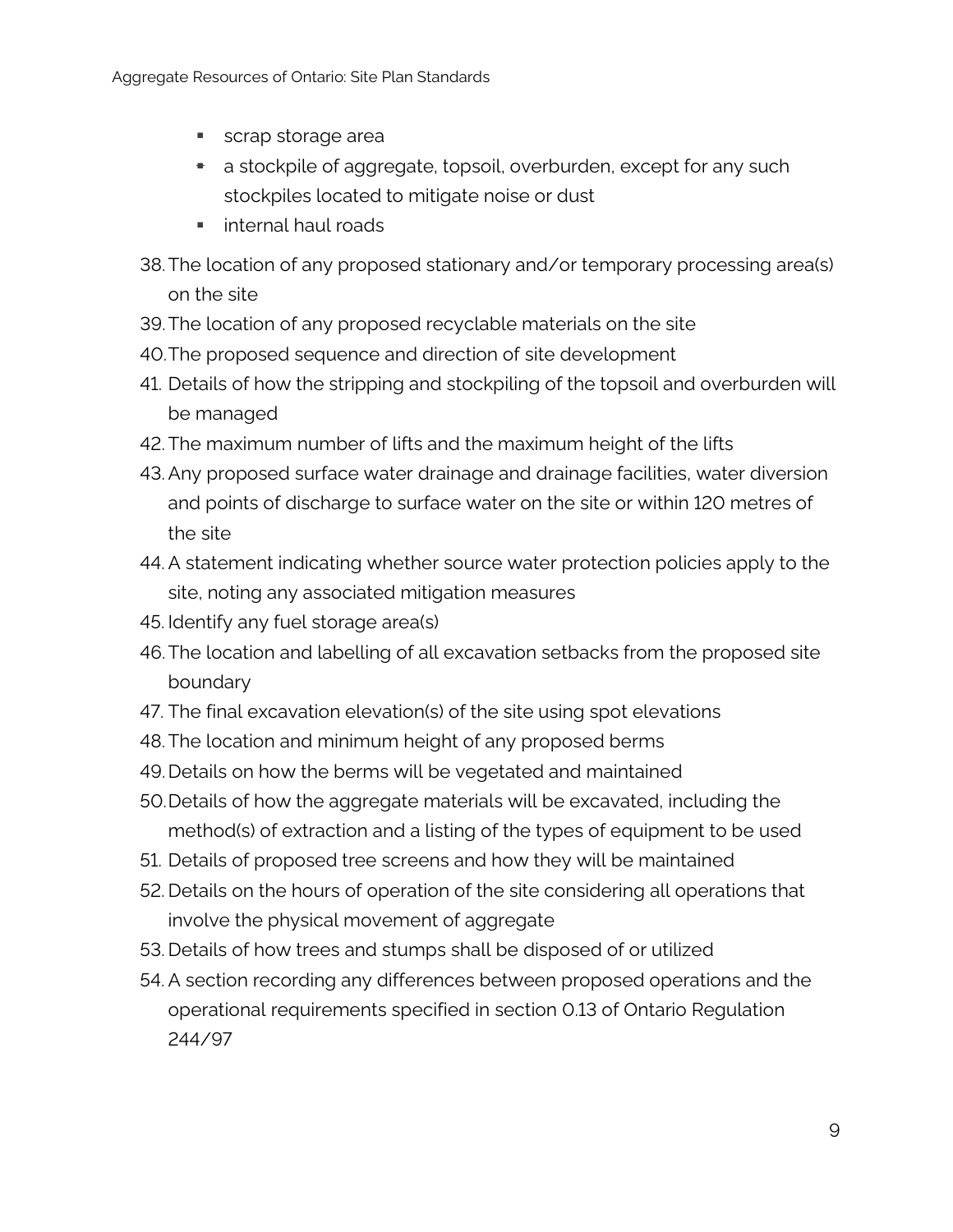- scrap storage area
- a stockpile of aggregate, topsoil, overburden, except for any such stockpiles located to mitigate noise or dust
- internal haul roads

38. The location of any proposed stationary and/or temporary processing area(s) on the site
39. The location of any proposed recyclable materials on the site
40. The proposed sequence and direction of site development
41. Details of how the stripping and stockpiling of the topsoil and overburden will be managed
42. The maximum number of lifts and the maximum height of the lifts
43. Any proposed surface water drainage and drainage facilities, water diversion and points of discharge to surface water on the site or within 120 metres of the site
44. A statement indicating whether source water protection policies apply to the site, noting any associated mitigation measures
45. Identify any fuel storage area(s)
46. The location and labelling of all excavation setbacks from the proposed site boundary
47. The final excavation elevation(s) of the site using spot elevations
48. The location and minimum height of any proposed berms
49. Details on how the berms will be vegetated and maintained
50. Details of how the aggregate materials will be excavated, including the method(s) of extraction and a listing of the types of equipment to be used
51. Details of proposed tree screens and how they will be maintained
52. Details on the hours of operation of the site considering all operations that involve the physical movement of aggregate
53. Details of how trees and stumps shall be disposed of or utilized
54. A section recording any differences between proposed operations and the operational requirements specified in section 0.13 of Ontario Regulation 244/97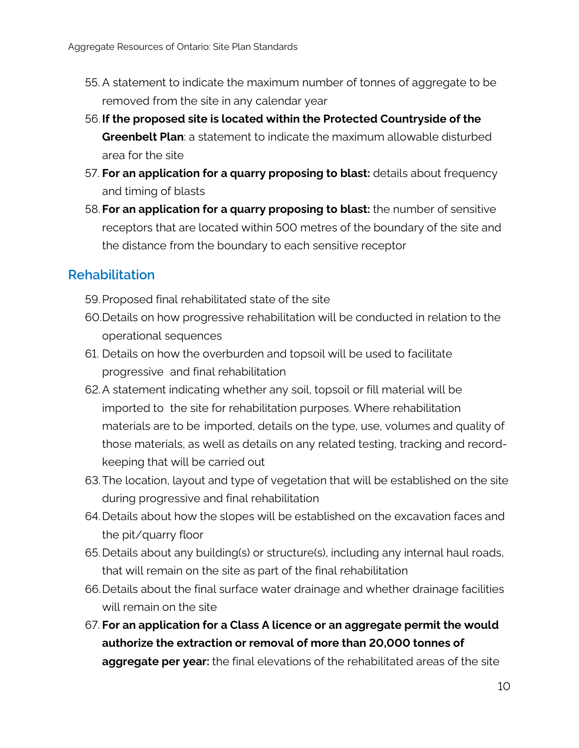55. A statement to indicate the maximum number of tonnes of aggregate to be removed from the site in any calendar year
56. **If the proposed site is located within the Protected Countryside of the Greenbelt Plan**: a statement to indicate the maximum allowable disturbed area for the site
57. **For an application for a quarry proposing to blast:** details about frequency and timing of blasts
58. **For an application for a quarry proposing to blast:** the number of sensitive receptors that are located within 500 metres of the boundary of the site and the distance from the boundary to each sensitive receptor

## Rehabilitation

59. Proposed final rehabilitated state of the site
60. Details on how progressive rehabilitation will be conducted in relation to the operational sequences
61. Details on how the overburden and topsoil will be used to facilitate progressive and final rehabilitation
62. A statement indicating whether any soil, topsoil or fill material will be imported to the site for rehabilitation purposes. Where rehabilitation materials are to be imported, details on the type, use, volumes and quality of those materials, as well as details on any related testing, tracking and record-keeping that will be carried out
63. The location, layout and type of vegetation that will be established on the site during progressive and final rehabilitation
64. Details about how the slopes will be established on the excavation faces and the pit/quarry floor
65. Details about any building(s) or structure(s), including any internal haul roads, that will remain on the site as part of the final rehabilitation
66. Details about the final surface water drainage and whether drainage facilities will remain on the site
67. **For an application for a Class A licence or an aggregate permit the would authorize the extraction or removal of more than 20,000 tonnes of aggregate per year:** the final elevations of the rehabilitated areas of the site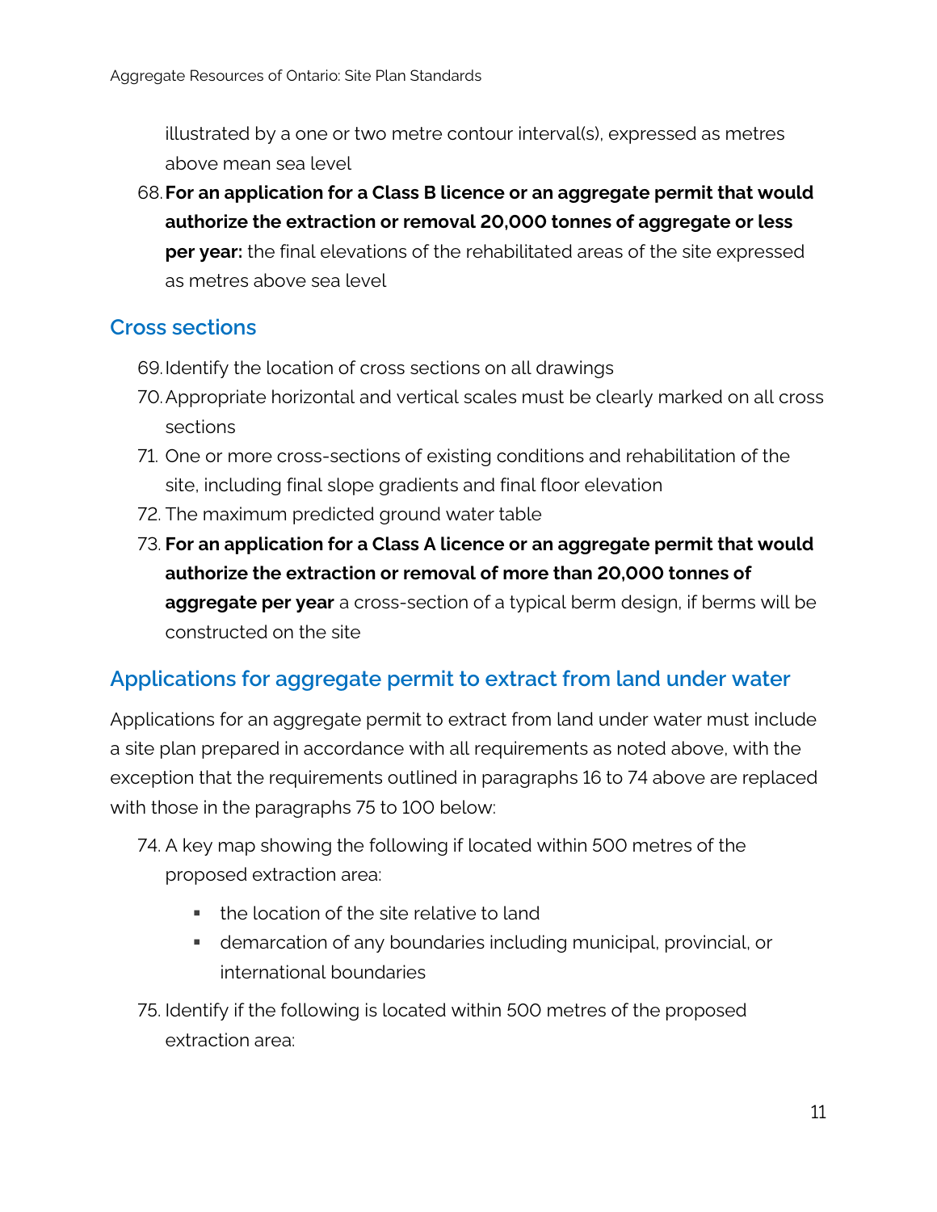illustrated by a one or two metre contour interval(s), expressed as metres above mean sea level

68. **For an application for a Class B licence or an aggregate permit that would authorize the extraction or removal 20,000 tonnes of aggregate or less per year:** the final elevations of the rehabilitated areas of the site expressed as metres above sea level

## Cross sections

69. Identify the location of cross sections on all drawings
70. Appropriate horizontal and vertical scales must be clearly marked on all cross sections
71. One or more cross-sections of existing conditions and rehabilitation of the site, including final slope gradients and final floor elevation
72. The maximum predicted ground water table
73. **For an application for a Class A licence or an aggregate permit that would authorize the extraction or removal of more than 20,000 tonnes of aggregate per year** a cross-section of a typical berm design, if berms will be constructed on the site

## Applications for aggregate permit to extract from land under water

Applications for an aggregate permit to extract from land under water must include a site plan prepared in accordance with all requirements as noted above, with the exception that the requirements outlined in paragraphs 16 to 74 above are replaced with those in the paragraphs 75 to 100 below:

74. A key map showing the following if located within 500 metres of the proposed extraction area:
    - the location of the site relative to land
    - demarcation of any boundaries including municipal, provincial, or international boundaries
75. Identify if the following is located within 500 metres of the proposed extraction area: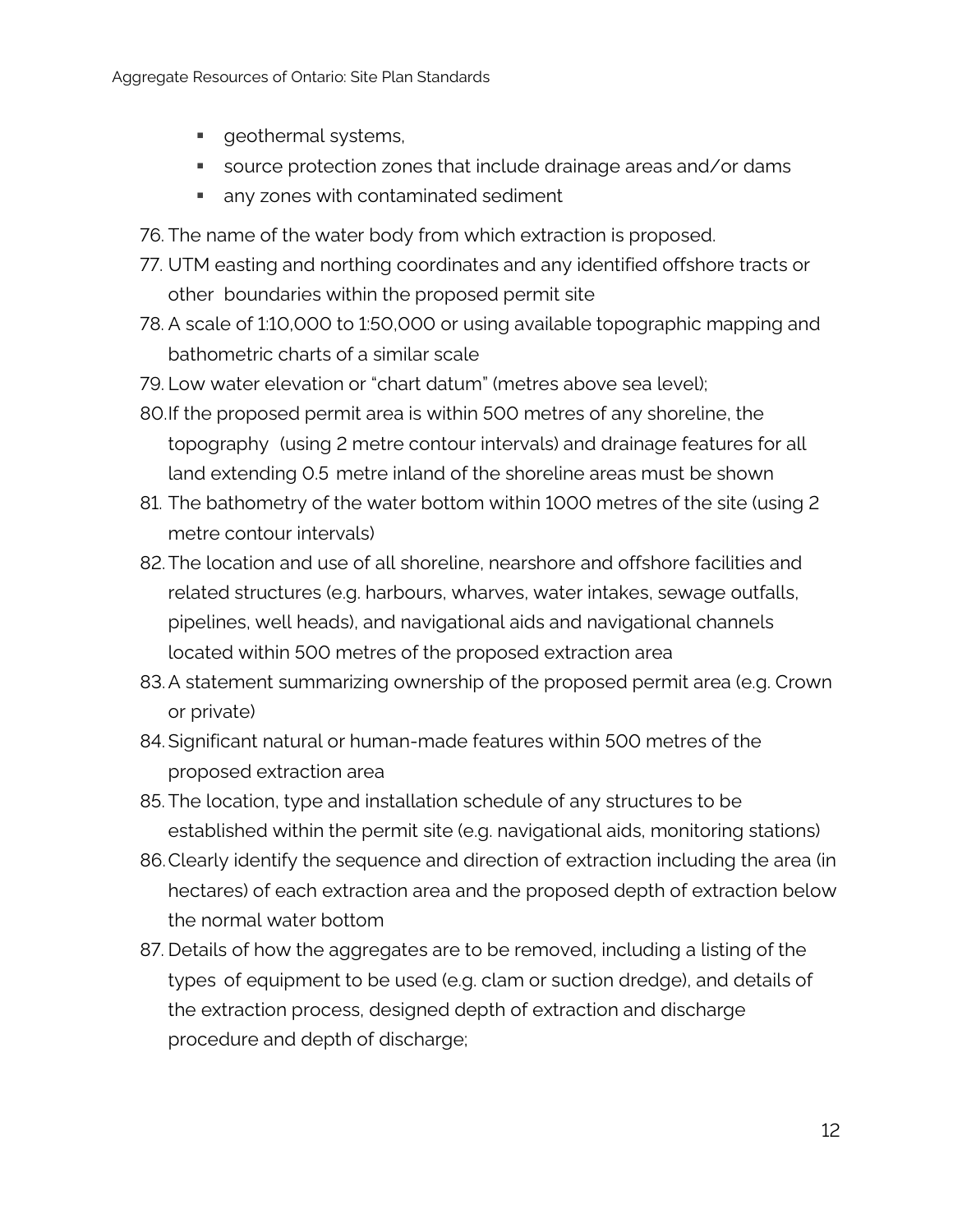- geothermal systems,
- source protection zones that include drainage areas and/or dams
- any zones with contaminated sediment

76. The name of the water body from which extraction is proposed.
77. UTM easting and northing coordinates and any identified offshore tracts or other boundaries within the proposed permit site
78. A scale of 1:10,000 to 1:50,000 or using available topographic mapping and bathometric charts of a similar scale
79. Low water elevation or "chart datum" (metres above sea level);
80. If the proposed permit area is within 500 metres of any shoreline, the topography (using 2 metre contour intervals) and drainage features for all land extending 0.5 metre inland of the shoreline areas must be shown
81. The bathometry of the water bottom within 1000 metres of the site (using 2 metre contour intervals)
82. The location and use of all shoreline, nearshore and offshore facilities and related structures (e.g. harbours, wharves, water intakes, sewage outfalls, pipelines, well heads), and navigational aids and navigational channels located within 500 metres of the proposed extraction area
83. A statement summarizing ownership of the proposed permit area (e.g. Crown or private)
84. Significant natural or human-made features within 500 metres of the proposed extraction area
85. The location, type and installation schedule of any structures to be established within the permit site (e.g. navigational aids, monitoring stations)
86. Clearly identify the sequence and direction of extraction including the area (in hectares) of each extraction area and the proposed depth of extraction below the normal water bottom
87. Details of how the aggregates are to be removed, including a listing of the types of equipment to be used (e.g. clam or suction dredge), and details of the extraction process, designed depth of extraction and discharge procedure and depth of discharge;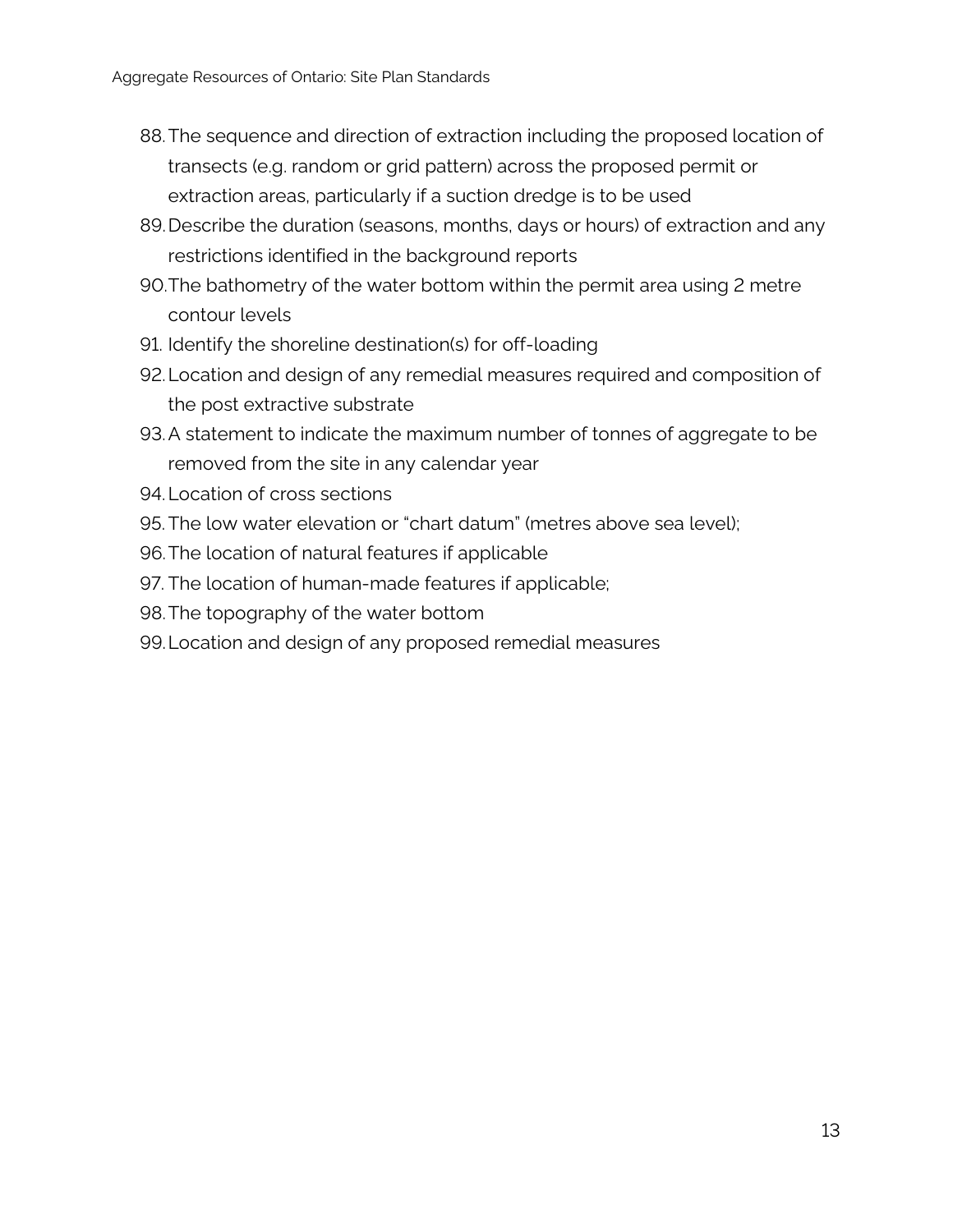88. The sequence and direction of extraction including the proposed location of transects (e.g. random or grid pattern) across the proposed permit or extraction areas, particularly if a suction dredge is to be used
89. Describe the duration (seasons, months, days or hours) of extraction and any restrictions identified in the background reports
90. The bathometry of the water bottom within the permit area using 2 metre contour levels
91. Identify the shoreline destination(s) for off-loading
92. Location and design of any remedial measures required and composition of the post extractive substrate
93. A statement to indicate the maximum number of tonnes of aggregate to be removed from the site in any calendar year
94. Location of cross sections
95. The low water elevation or "chart datum" (metres above sea level);
96. The location of natural features if applicable
97. The location of human-made features if applicable;
98. The topography of the water bottom
99. Location and design of any proposed remedial measures